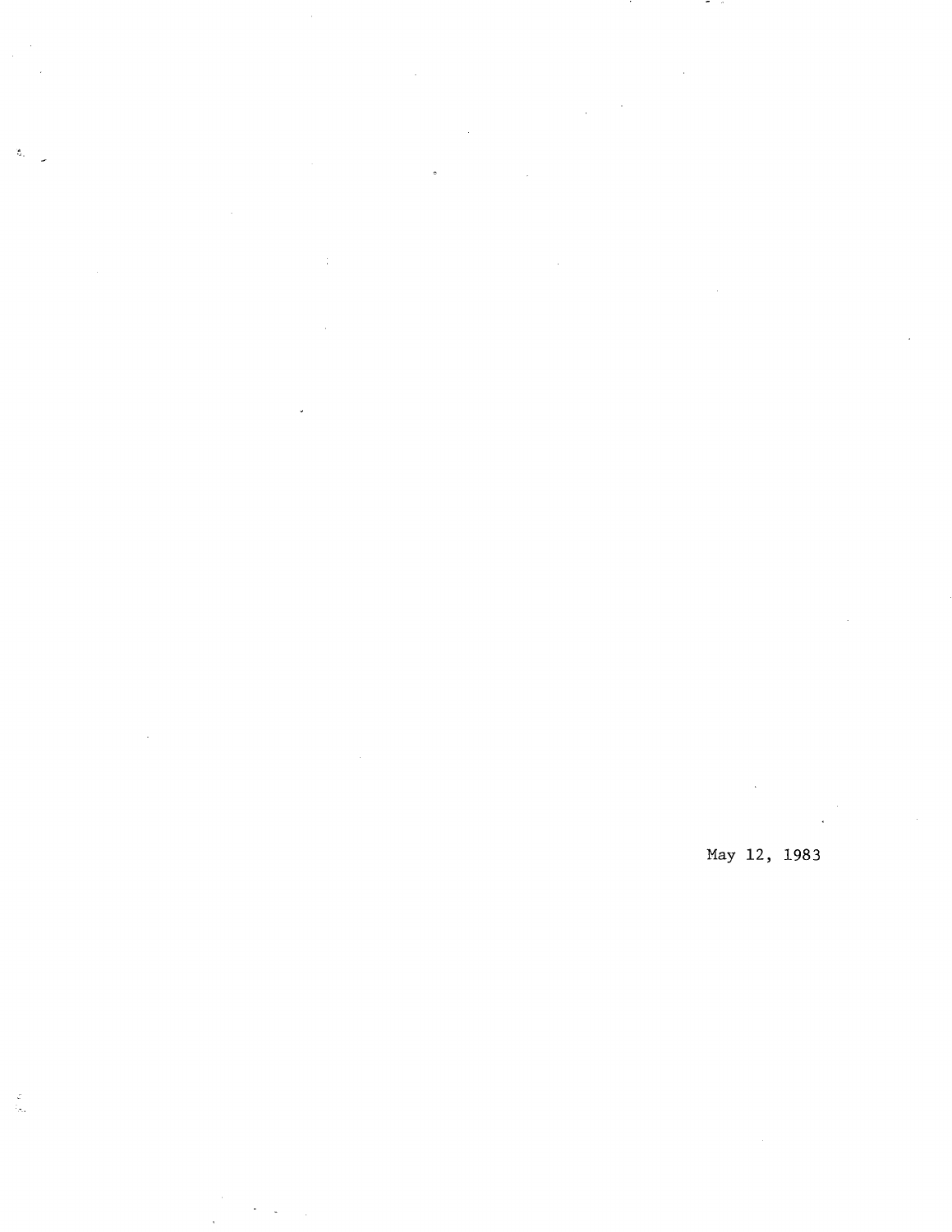May 12, 1983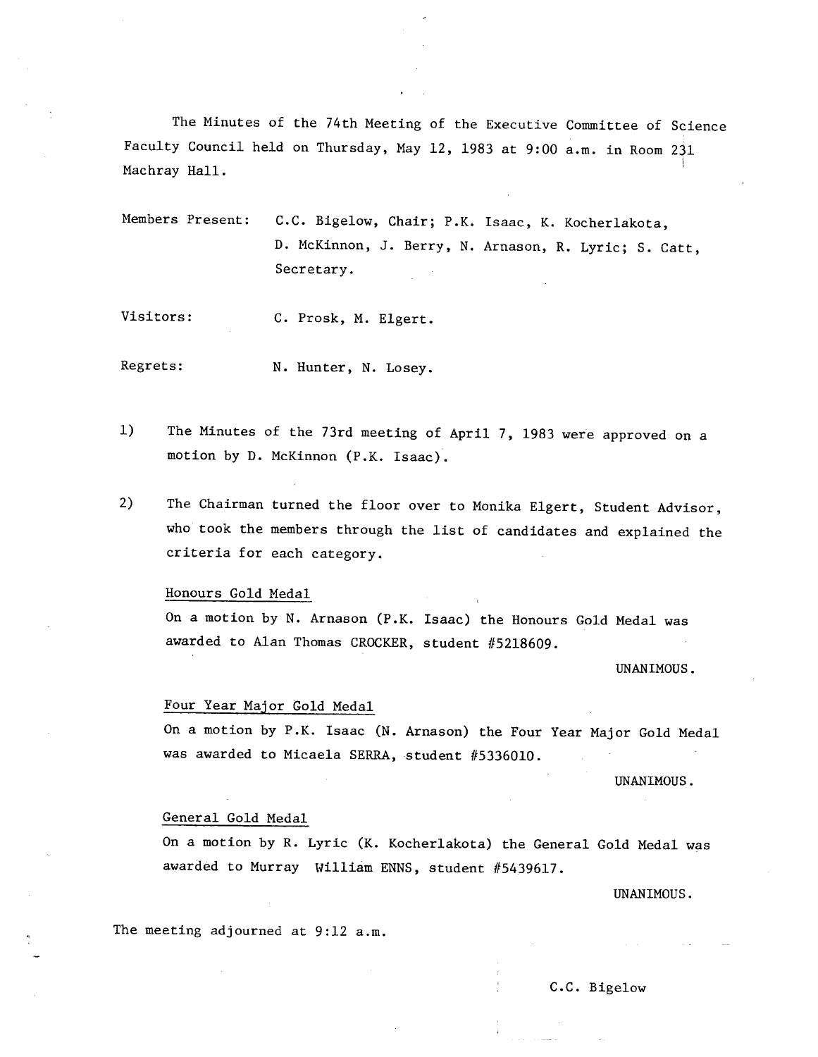The Minutes of the 74th Meeting of the Executive Committee of Science Faculty Council held on Thursday, May 12, 1983 at 9:00 a.m. in Room 231 Machray Hall.

Members Present: C.C. Bigelow, Chair; P.K. Isaac, K. Kocherlakota, D. McKinnon, J. Berry, N. Arnason, R. Lyric; S. Catt, Secretary.

Visitors: C. Prosk, M. Elgert.

Regrets: N. Hunter, N. Losey.

1) The Minutes of the 73rd meeting of April 7, 1983 were approved on a motion by D. McKinnon (P.K. Isaac).

2) The Chairman turned the floor over to Monika Elgert, Student Advisor, who took the members through the list of candidates and explained the criteria for each category.

Honours Gold Medal

On a motion by N. Arnason (P.K. Isaac) the Honours Gold Medal was awarded to Alan Thomas CROCKER, student #5218609.

UNANIMOUS.

Four Year Major Gold Medal

On a motion by P.K. Isaac (N. Arnason) the Four Year Major Gold Medal was awarded to Micaela SERRA, student #5336010.

UNANIMOUS.

General Gold Medal

On a motion by R. Lyric (K. Kocherlakota) the General Gold Medal was awarded to Murray William ENNS, student #5439617.

UNANIMOUS.

The meeting adjourned at 9:12 a.m.

C.C. Bigelow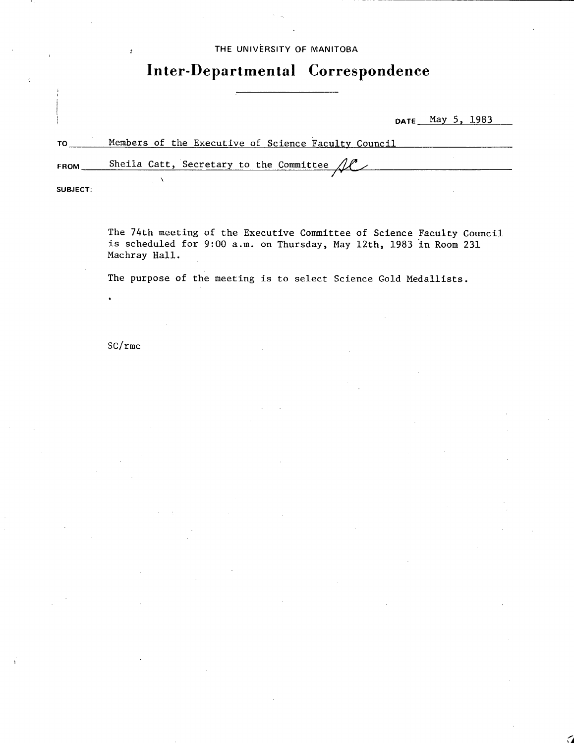THE UNIVERSITY OF MANITOBA

# Inter-Departmental Correspondence

DATE May 5, 1983

TO Members of the Executive of Science Faculty Council

FROM Sheila Catt, Secretary to the Committee SC

SUBJECT:

The 74th meeting of the Executive Committee of Science Faculty Council is scheduled for 9:00 a.m. on Thursday, May 12th, 1983 in Room 231 Machray Hall.

The purpose of the meeting is to select Science Gold Medallists.

SC/rmc